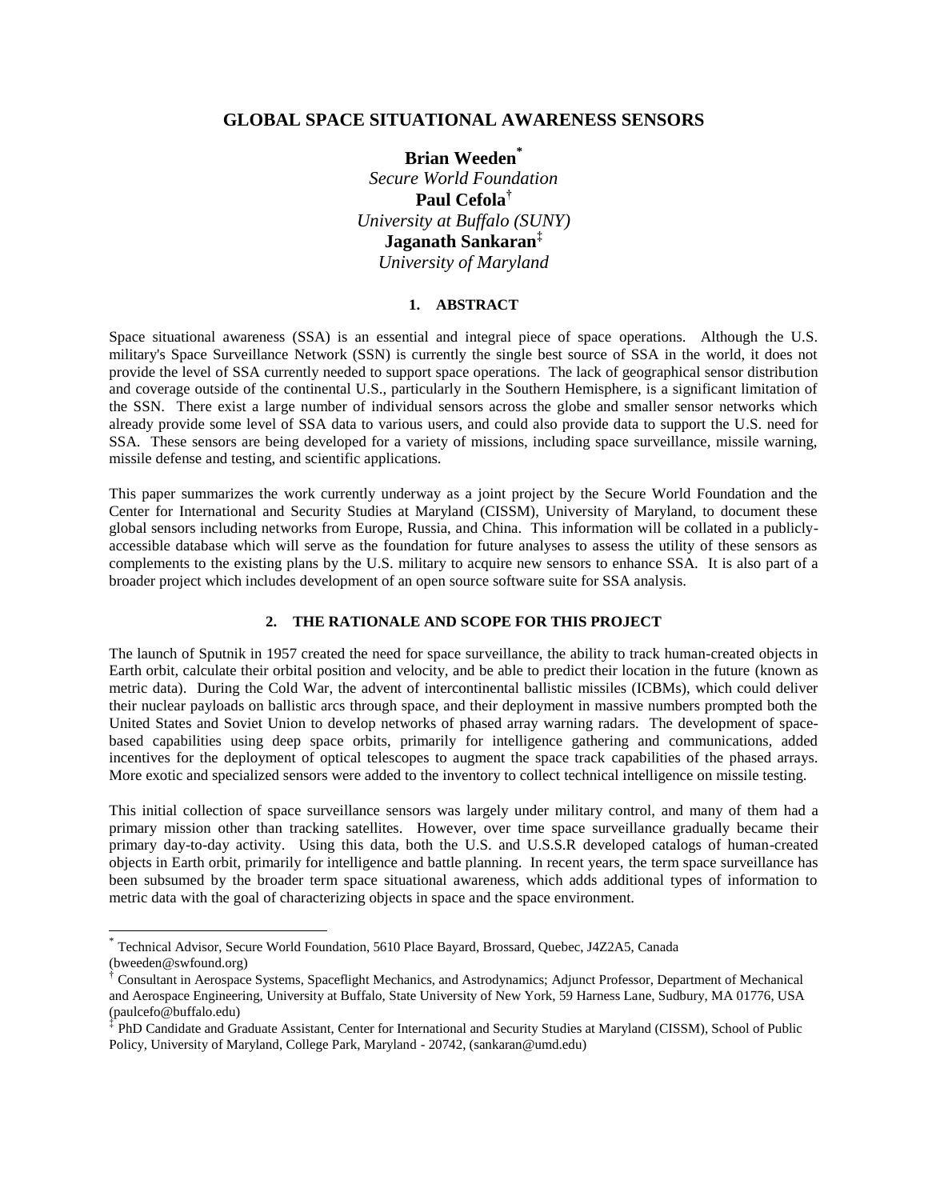# GLOBAL SPACE SITUATIONAL AWARENESS SENSORS

**Brian Weeden**[*]
*Secure World Foundation*
**Paul Cefola**[†]
*University at Buffalo (SUNY)*
**Jaganath Sankaran**[‡]
*University of Maryland*

## 1. ABSTRACT

Space situational awareness (SSA) is an essential and integral piece of space operations. Although the U.S. military's Space Surveillance Network (SSN) is currently the single best source of SSA in the world, it does not provide the level of SSA currently needed to support space operations. The lack of geographical sensor distribution and coverage outside of the continental U.S., particularly in the Southern Hemisphere, is a significant limitation of the SSN. There exist a large number of individual sensors across the globe and smaller sensor networks which already provide some level of SSA data to various users, and could also provide data to support the U.S. need for SSA. These sensors are being developed for a variety of missions, including space surveillance, missile warning, missile defense and testing, and scientific applications.

This paper summarizes the work currently underway as a joint project by the Secure World Foundation and the Center for International and Security Studies at Maryland (CISSM), University of Maryland, to document these global sensors including networks from Europe, Russia, and China. This information will be collated in a publicly-accessible database which will serve as the foundation for future analyses to assess the utility of these sensors as complements to the existing plans by the U.S. military to acquire new sensors to enhance SSA. It is also part of a broader project which includes development of an open source software suite for SSA analysis.

## 2. THE RATIONALE AND SCOPE FOR THIS PROJECT

The launch of Sputnik in 1957 created the need for space surveillance, the ability to track human-created objects in Earth orbit, calculate their orbital position and velocity, and be able to predict their location in the future (known as metric data). During the Cold War, the advent of intercontinental ballistic missiles (ICBMs), which could deliver their nuclear payloads on ballistic arcs through space, and their deployment in massive numbers prompted both the United States and Soviet Union to develop networks of phased array warning radars. The development of space-based capabilities using deep space orbits, primarily for intelligence gathering and communications, added incentives for the deployment of optical telescopes to augment the space track capabilities of the phased arrays. More exotic and specialized sensors were added to the inventory to collect technical intelligence on missile testing.

This initial collection of space surveillance sensors was largely under military control, and many of them had a primary mission other than tracking satellites. However, over time space surveillance gradually became their primary day-to-day activity. Using this data, both the U.S. and U.S.S.R developed catalogs of human-created objects in Earth orbit, primarily for intelligence and battle planning. In recent years, the term space surveillance has been subsumed by the broader term space situational awareness, which adds additional types of information to metric data with the goal of characterizing objects in space and the space environment.

---

[*] Technical Advisor, Secure World Foundation, 5610 Place Bayard, Brossard, Quebec, J4Z2A5, Canada (bweeden@swfound.org)

[†] Consultant in Aerospace Systems, Spaceflight Mechanics, and Astrodynamics; Adjunct Professor, Department of Mechanical and Aerospace Engineering, University at Buffalo, State University of New York, 59 Harness Lane, Sudbury, MA 01776, USA (paulcefo@buffalo.edu)

[‡] PhD Candidate and Graduate Assistant, Center for International and Security Studies at Maryland (CISSM), School of Public Policy, University of Maryland, College Park, Maryland - 20742, (sankaran@umd.edu)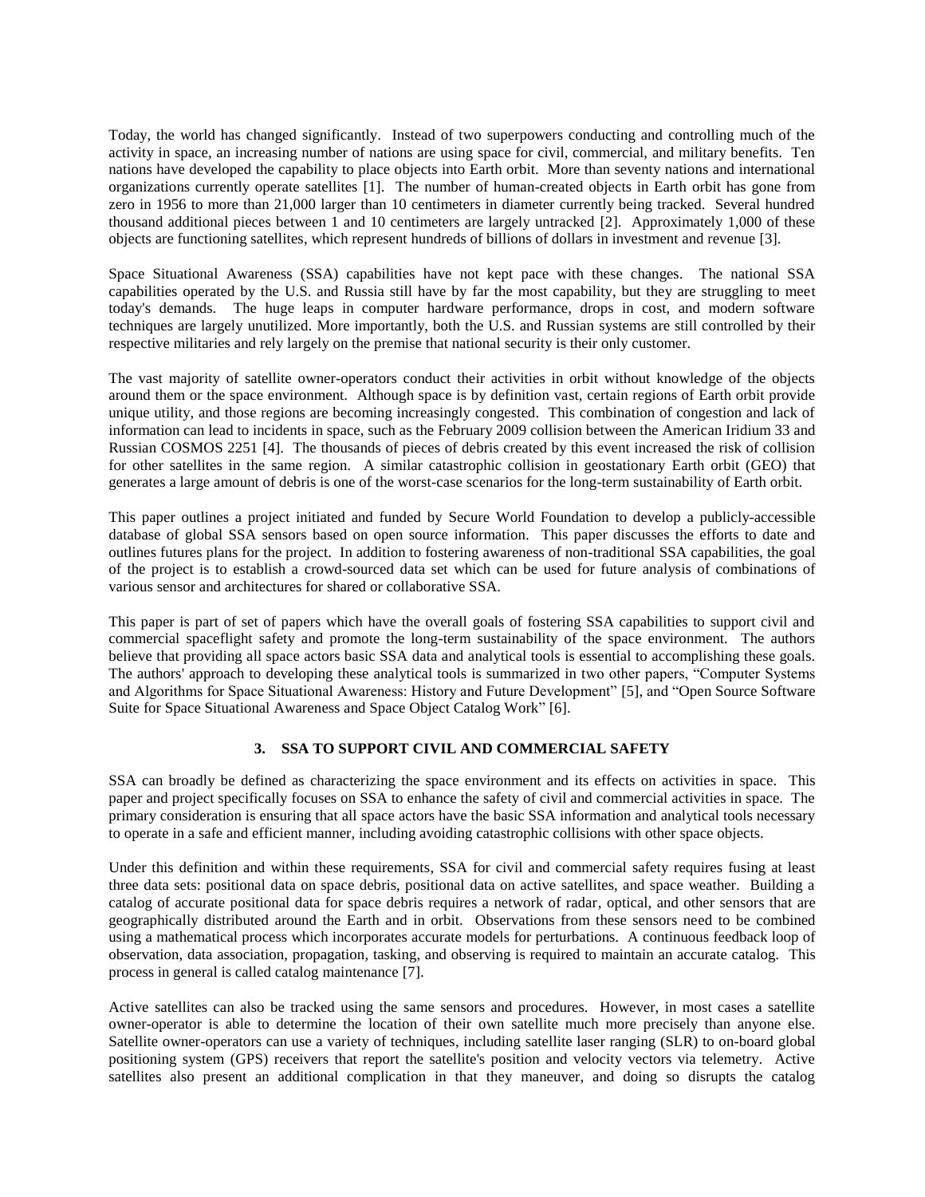Today, the world has changed significantly. Instead of two superpowers conducting and controlling much of the activity in space, an increasing number of nations are using space for civil, commercial, and military benefits. Ten nations have developed the capability to place objects into Earth orbit. More than seventy nations and international organizations currently operate satellites [1]. The number of human-created objects in Earth orbit has gone from zero in 1956 to more than 21,000 larger than 10 centimeters in diameter currently being tracked. Several hundred thousand additional pieces between 1 and 10 centimeters are largely untracked [2]. Approximately 1,000 of these objects are functioning satellites, which represent hundreds of billions of dollars in investment and revenue [3].

Space Situational Awareness (SSA) capabilities have not kept pace with these changes. The national SSA capabilities operated by the U.S. and Russia still have by far the most capability, but they are struggling to meet today's demands. The huge leaps in computer hardware performance, drops in cost, and modern software techniques are largely unutilized. More importantly, both the U.S. and Russian systems are still controlled by their respective militaries and rely largely on the premise that national security is their only customer.

The vast majority of satellite owner-operators conduct their activities in orbit without knowledge of the objects around them or the space environment. Although space is by definition vast, certain regions of Earth orbit provide unique utility, and those regions are becoming increasingly congested. This combination of congestion and lack of information can lead to incidents in space, such as the February 2009 collision between the American Iridium 33 and Russian COSMOS 2251 [4]. The thousands of pieces of debris created by this event increased the risk of collision for other satellites in the same region. A similar catastrophic collision in geostationary Earth orbit (GEO) that generates a large amount of debris is one of the worst-case scenarios for the long-term sustainability of Earth orbit.

This paper outlines a project initiated and funded by Secure World Foundation to develop a publicly-accessible database of global SSA sensors based on open source information. This paper discusses the efforts to date and outlines futures plans for the project. In addition to fostering awareness of non-traditional SSA capabilities, the goal of the project is to establish a crowd-sourced data set which can be used for future analysis of combinations of various sensor and architectures for shared or collaborative SSA.

This paper is part of set of papers which have the overall goals of fostering SSA capabilities to support civil and commercial spaceflight safety and promote the long-term sustainability of the space environment. The authors believe that providing all space actors basic SSA data and analytical tools is essential to accomplishing these goals. The authors' approach to developing these analytical tools is summarized in two other papers, "Computer Systems and Algorithms for Space Situational Awareness: History and Future Development" [5], and "Open Source Software Suite for Space Situational Awareness and Space Object Catalog Work" [6].

## 3. SSA TO SUPPORT CIVIL AND COMMERCIAL SAFETY

SSA can broadly be defined as characterizing the space environment and its effects on activities in space. This paper and project specifically focuses on SSA to enhance the safety of civil and commercial activities in space. The primary consideration is ensuring that all space actors have the basic SSA information and analytical tools necessary to operate in a safe and efficient manner, including avoiding catastrophic collisions with other space objects.

Under this definition and within these requirements, SSA for civil and commercial safety requires fusing at least three data sets: positional data on space debris, positional data on active satellites, and space weather. Building a catalog of accurate positional data for space debris requires a network of radar, optical, and other sensors that are geographically distributed around the Earth and in orbit. Observations from these sensors need to be combined using a mathematical process which incorporates accurate models for perturbations. A continuous feedback loop of observation, data association, propagation, tasking, and observing is required to maintain an accurate catalog. This process in general is called catalog maintenance [7].

Active satellites can also be tracked using the same sensors and procedures. However, in most cases a satellite owner-operator is able to determine the location of their own satellite much more precisely than anyone else. Satellite owner-operators can use a variety of techniques, including satellite laser ranging (SLR) to on-board global positioning system (GPS) receivers that report the satellite's position and velocity vectors via telemetry. Active satellites also present an additional complication in that they maneuver, and doing so disrupts the catalog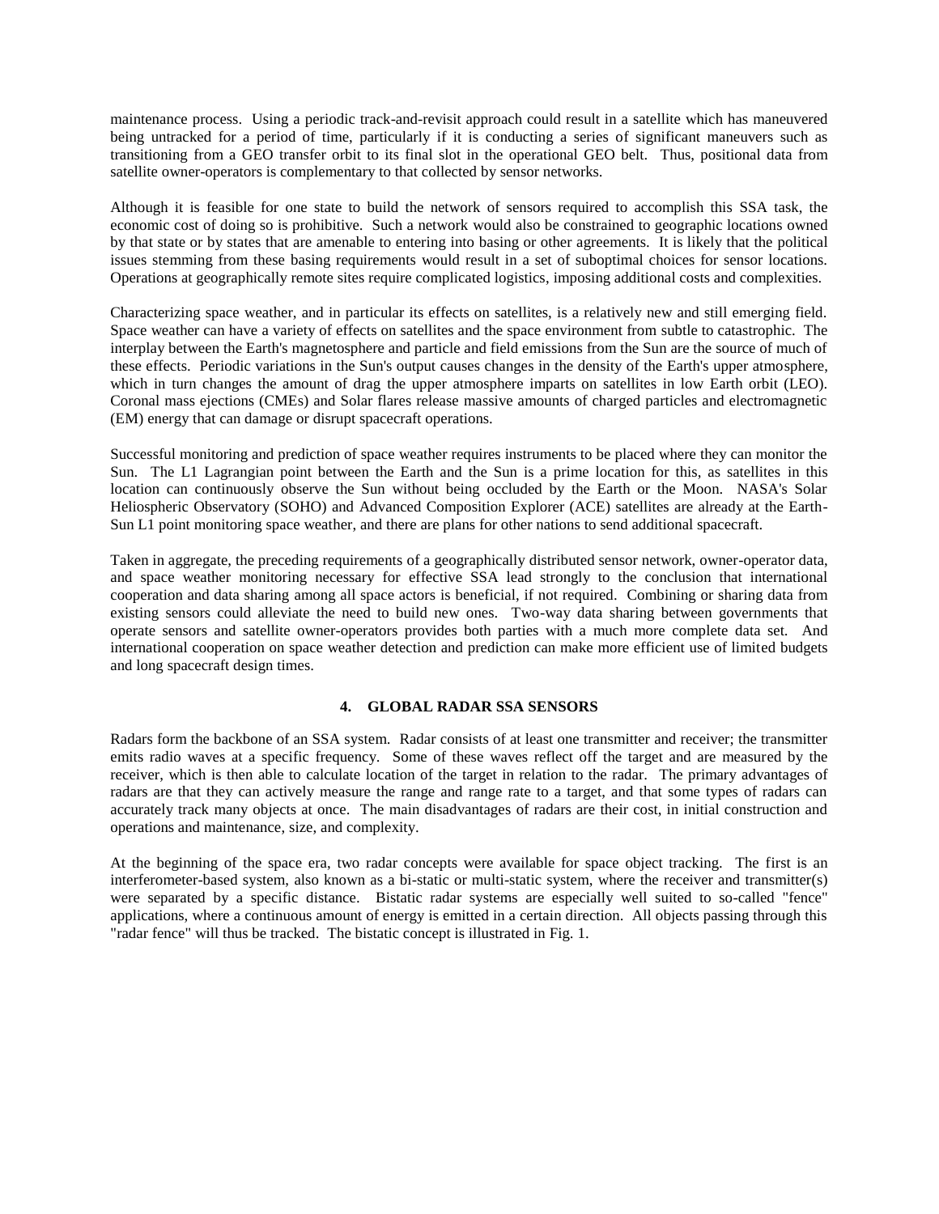maintenance process. Using a periodic track-and-revisit approach could result in a satellite which has maneuvered being untracked for a period of time, particularly if it is conducting a series of significant maneuvers such as transitioning from a GEO transfer orbit to its final slot in the operational GEO belt. Thus, positional data from satellite owner-operators is complementary to that collected by sensor networks.

Although it is feasible for one state to build the network of sensors required to accomplish this SSA task, the economic cost of doing so is prohibitive. Such a network would also be constrained to geographic locations owned by that state or by states that are amenable to entering into basing or other agreements. It is likely that the political issues stemming from these basing requirements would result in a set of suboptimal choices for sensor locations. Operations at geographically remote sites require complicated logistics, imposing additional costs and complexities.

Characterizing space weather, and in particular its effects on satellites, is a relatively new and still emerging field. Space weather can have a variety of effects on satellites and the space environment from subtle to catastrophic. The interplay between the Earth's magnetosphere and particle and field emissions from the Sun are the source of much of these effects. Periodic variations in the Sun's output causes changes in the density of the Earth's upper atmosphere, which in turn changes the amount of drag the upper atmosphere imparts on satellites in low Earth orbit (LEO). Coronal mass ejections (CMEs) and Solar flares release massive amounts of charged particles and electromagnetic (EM) energy that can damage or disrupt spacecraft operations.

Successful monitoring and prediction of space weather requires instruments to be placed where they can monitor the Sun. The L1 Lagrangian point between the Earth and the Sun is a prime location for this, as satellites in this location can continuously observe the Sun without being occluded by the Earth or the Moon. NASA's Solar Heliospheric Observatory (SOHO) and Advanced Composition Explorer (ACE) satellites are already at the Earth-Sun L1 point monitoring space weather, and there are plans for other nations to send additional spacecraft.

Taken in aggregate, the preceding requirements of a geographically distributed sensor network, owner-operator data, and space weather monitoring necessary for effective SSA lead strongly to the conclusion that international cooperation and data sharing among all space actors is beneficial, if not required. Combining or sharing data from existing sensors could alleviate the need to build new ones. Two-way data sharing between governments that operate sensors and satellite owner-operators provides both parties with a much more complete data set. And international cooperation on space weather detection and prediction can make more efficient use of limited budgets and long spacecraft design times.

## 4. GLOBAL RADAR SSA SENSORS

Radars form the backbone of an SSA system. Radar consists of at least one transmitter and receiver; the transmitter emits radio waves at a specific frequency. Some of these waves reflect off the target and are measured by the receiver, which is then able to calculate location of the target in relation to the radar. The primary advantages of radars are that they can actively measure the range and range rate to a target, and that some types of radars can accurately track many objects at once. The main disadvantages of radars are their cost, in initial construction and operations and maintenance, size, and complexity.

At the beginning of the space era, two radar concepts were available for space object tracking. The first is an interferometer-based system, also known as a bi-static or multi-static system, where the receiver and transmitter(s) were separated by a specific distance. Bistatic radar systems are especially well suited to so-called "fence" applications, where a continuous amount of energy is emitted in a certain direction. All objects passing through this "radar fence" will thus be tracked. The bistatic concept is illustrated in Fig. 1.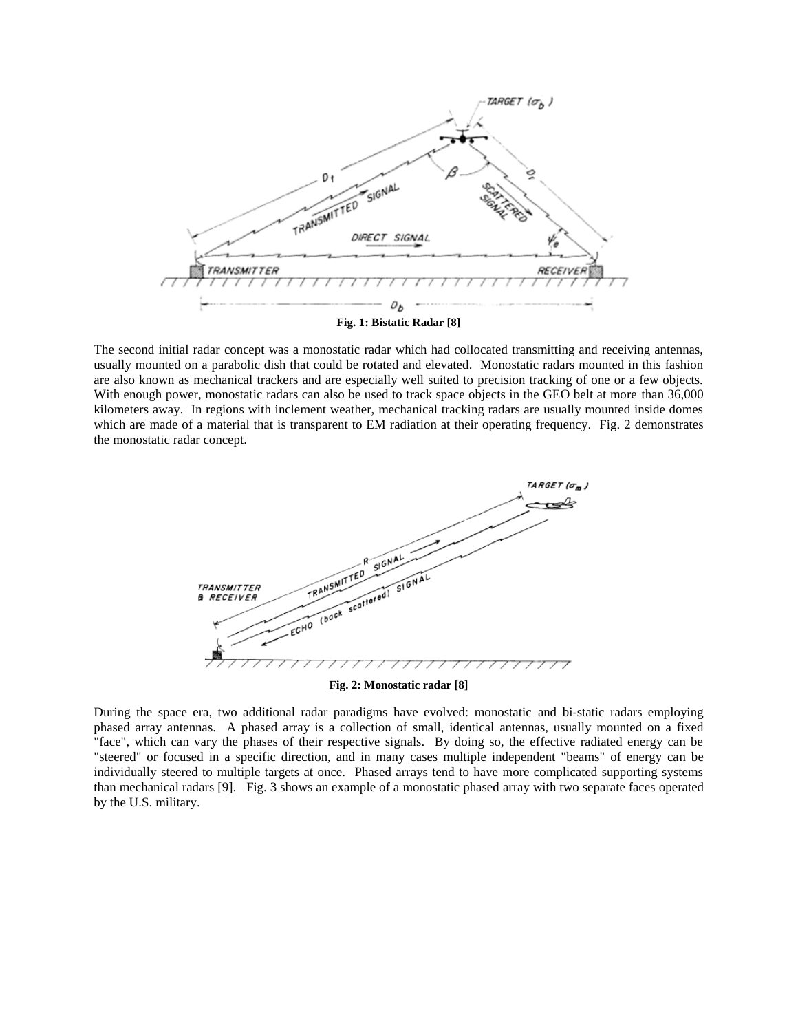**Fig. 1: Bistatic Radar [8]**

The second initial radar concept was a monostatic radar which had collocated transmitting and receiving antennas, usually mounted on a parabolic dish that could be rotated and elevated. Monostatic radars mounted in this fashion are also known as mechanical trackers and are especially well suited to precision tracking of one or a few objects. With enough power, monostatic radars can also be used to track space objects in the GEO belt at more than 36,000 kilometers away. In regions with inclement weather, mechanical tracking radars are usually mounted inside domes which are made of a material that is transparent to EM radiation at their operating frequency. Fig. 2 demonstrates the monostatic radar concept.

**Fig. 2: Monostatic radar [8]**

During the space era, two additional radar paradigms have evolved: monostatic and bi-static radars employing phased array antennas. A phased array is a collection of small, identical antennas, usually mounted on a fixed "face", which can vary the phases of their respective signals. By doing so, the effective radiated energy can be "steered" or focused in a specific direction, and in many cases multiple independent "beams" of energy can be individually steered to multiple targets at once. Phased arrays tend to have more complicated supporting systems than mechanical radars [9]. Fig. 3 shows an example of a monostatic phased array with two separate faces operated by the U.S. military.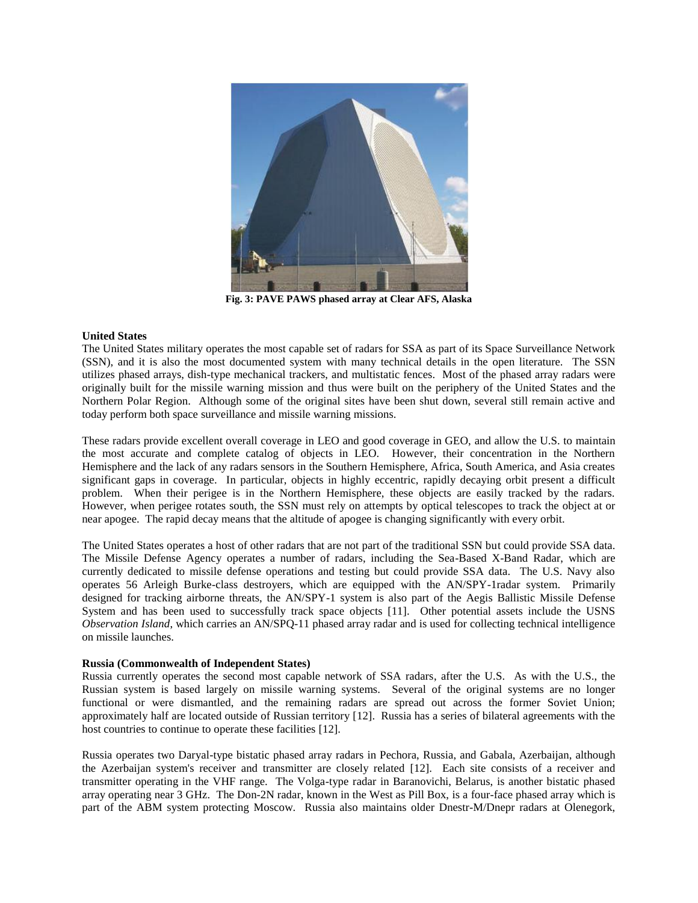Fig. 3: PAVE PAWS phased array at Clear AFS, Alaska

**United States**

The United States military operates the most capable set of radars for SSA as part of its Space Surveillance Network (SSN), and it is also the most documented system with many technical details in the open literature. The SSN utilizes phased arrays, dish-type mechanical trackers, and multistatic fences. Most of the phased array radars were originally built for the missile warning mission and thus were built on the periphery of the United States and the Northern Polar Region. Although some of the original sites have been shut down, several still remain active and today perform both space surveillance and missile warning missions.

These radars provide excellent overall coverage in LEO and good coverage in GEO, and allow the U.S. to maintain the most accurate and complete catalog of objects in LEO. However, their concentration in the Northern Hemisphere and the lack of any radars sensors in the Southern Hemisphere, Africa, South America, and Asia creates significant gaps in coverage. In particular, objects in highly eccentric, rapidly decaying orbit present a difficult problem. When their perigee is in the Northern Hemisphere, these objects are easily tracked by the radars. However, when perigee rotates south, the SSN must rely on attempts by optical telescopes to track the object at or near apogee. The rapid decay means that the altitude of apogee is changing significantly with every orbit.

The United States operates a host of other radars that are not part of the traditional SSN but could provide SSA data. The Missile Defense Agency operates a number of radars, including the Sea-Based X-Band Radar, which are currently dedicated to missile defense operations and testing but could provide SSA data. The U.S. Navy also operates 56 Arleigh Burke-class destroyers, which are equipped with the AN/SPY-1radar system. Primarily designed for tracking airborne threats, the AN/SPY-1 system is also part of the Aegis Ballistic Missile Defense System and has been used to successfully track space objects [11]. Other potential assets include the USNS *Observation Island*, which carries an AN/SPQ-11 phased array radar and is used for collecting technical intelligence on missile launches.

**Russia (Commonwealth of Independent States)**

Russia currently operates the second most capable network of SSA radars, after the U.S. As with the U.S., the Russian system is based largely on missile warning systems. Several of the original systems are no longer functional or were dismantled, and the remaining radars are spread out across the former Soviet Union; approximately half are located outside of Russian territory [12]. Russia has a series of bilateral agreements with the host countries to continue to operate these facilities [12].

Russia operates two Daryal-type bistatic phased array radars in Pechora, Russia, and Gabala, Azerbaijan, although the Azerbaijan system's receiver and transmitter are closely related [12]. Each site consists of a receiver and transmitter operating in the VHF range. The Volga-type radar in Baranovichi, Belarus, is another bistatic phased array operating near 3 GHz. The Don-2N radar, known in the West as Pill Box, is a four-face phased array which is part of the ABM system protecting Moscow. Russia also maintains older Dnestr-M/Dnepr radars at Olenegork,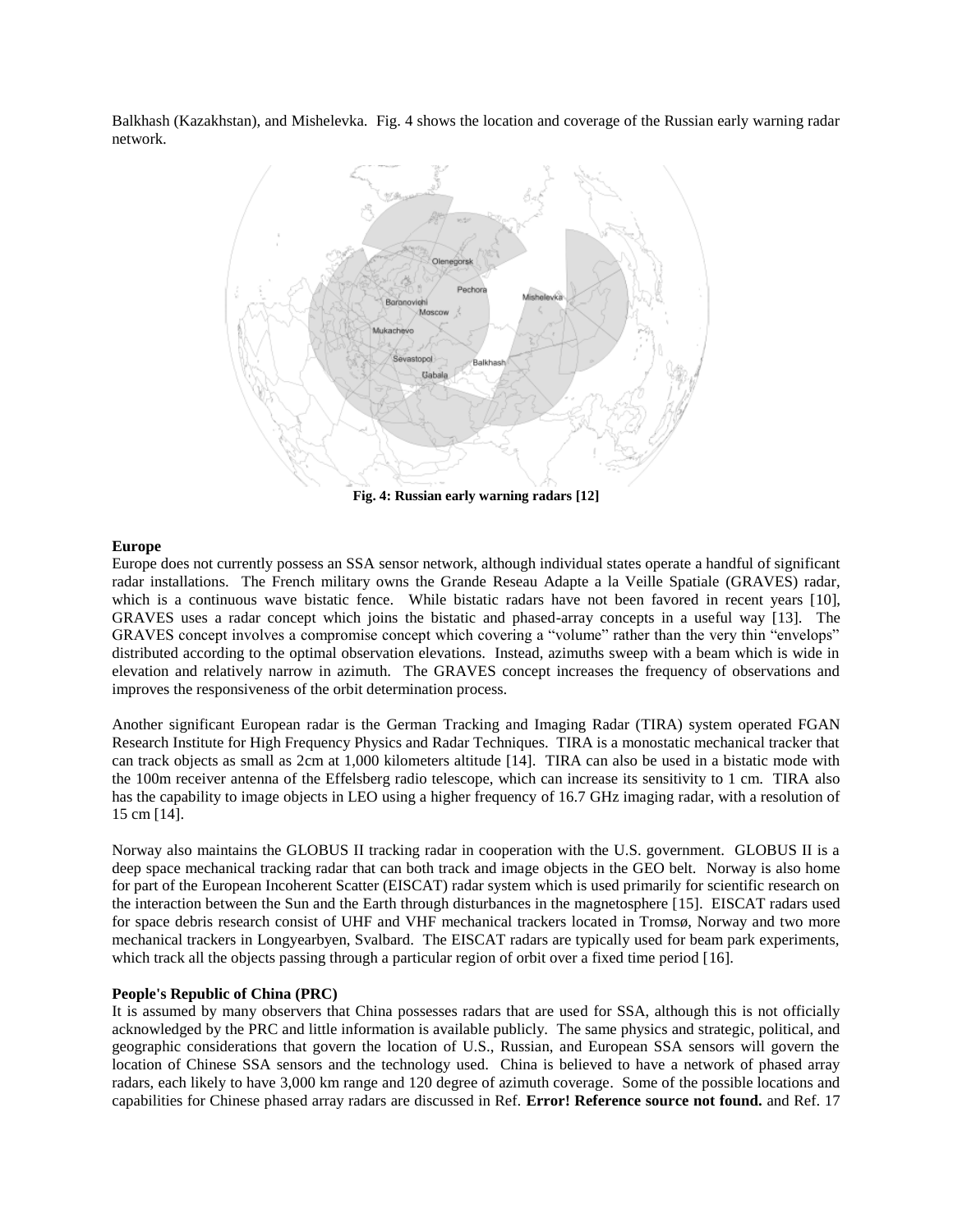Balkhash (Kazakhstan), and Mishelevka. Fig. 4 shows the location and coverage of the Russian early warning radar network.

**Fig. 4: Russian early warning radars [12]**

**Europe**

Europe does not currently possess an SSA sensor network, although individual states operate a handful of significant radar installations. The French military owns the Grande Reseau Adapte a la Veille Spatiale (GRAVES) radar, which is a continuous wave bistatic fence. While bistatic radars have not been favored in recent years [10], GRAVES uses a radar concept which joins the bistatic and phased-array concepts in a useful way [13]. The GRAVES concept involves a compromise concept which covering a "volume" rather than the very thin "envelops" distributed according to the optimal observation elevations. Instead, azimuths sweep with a beam which is wide in elevation and relatively narrow in azimuth. The GRAVES concept increases the frequency of observations and improves the responsiveness of the orbit determination process.

Another significant European radar is the German Tracking and Imaging Radar (TIRA) system operated FGAN Research Institute for High Frequency Physics and Radar Techniques. TIRA is a monostatic mechanical tracker that can track objects as small as 2cm at 1,000 kilometers altitude [14]. TIRA can also be used in a bistatic mode with the 100m receiver antenna of the Effelsberg radio telescope, which can increase its sensitivity to 1 cm. TIRA also has the capability to image objects in LEO using a higher frequency of 16.7 GHz imaging radar, with a resolution of 15 cm [14].

Norway also maintains the GLOBUS II tracking radar in cooperation with the U.S. government. GLOBUS II is a deep space mechanical tracking radar that can both track and image objects in the GEO belt. Norway is also home for part of the European Incoherent Scatter (EISCAT) radar system which is used primarily for scientific research on the interaction between the Sun and the Earth through disturbances in the magnetosphere [15]. EISCAT radars used for space debris research consist of UHF and VHF mechanical trackers located in Tromsø, Norway and two more mechanical trackers in Longyearbyen, Svalbard. The EISCAT radars are typically used for beam park experiments, which track all the objects passing through a particular region of orbit over a fixed time period [16].

**People's Republic of China (PRC)**

It is assumed by many observers that China possesses radars that are used for SSA, although this is not officially acknowledged by the PRC and little information is available publicly. The same physics and strategic, political, and geographic considerations that govern the location of U.S., Russian, and European SSA sensors will govern the location of Chinese SSA sensors and the technology used. China is believed to have a network of phased array radars, each likely to have 3,000 km range and 120 degree of azimuth coverage. Some of the possible locations and capabilities for Chinese phased array radars are discussed in Ref. **Error! Reference source not found.** and Ref. 17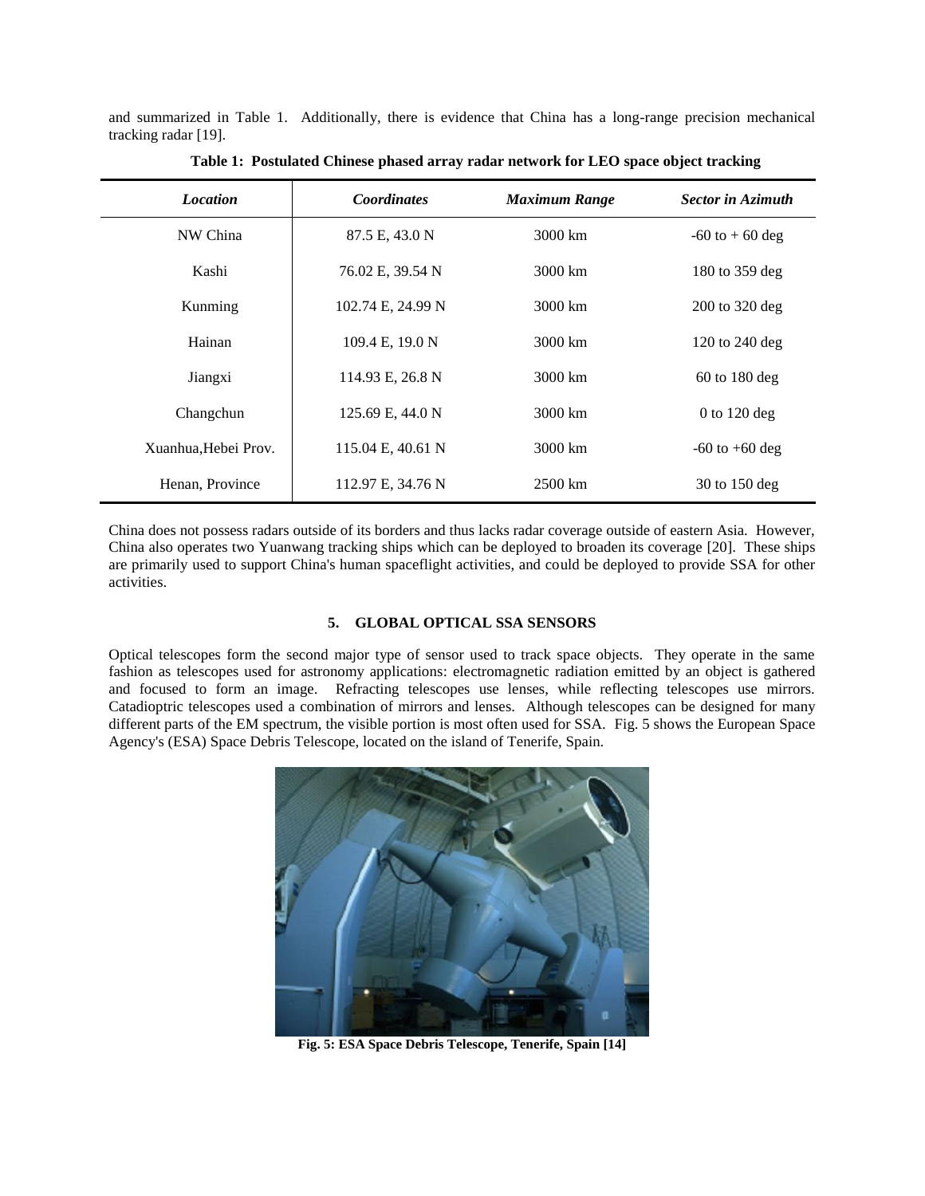and summarized in Table 1. Additionally, there is evidence that China has a long-range precision mechanical tracking radar [19].

**Table 1: Postulated Chinese phased array radar network for LEO space object tracking**

| *Location* | *Coordinates* | *Maximum Range* | *Sector in Azimuth* |
|---|---|---|---|
| NW China | 87.5 E, 43.0 N | 3000 km | -60 to + 60 deg |
| Kashi | 76.02 E, 39.54 N | 3000 km | 180 to 359 deg |
| Kunming | 102.74 E, 24.99 N | 3000 km | 200 to 320 deg |
| Hainan | 109.4 E, 19.0 N | 3000 km | 120 to 240 deg |
| Jiangxi | 114.93 E, 26.8 N | 3000 km | 60 to 180 deg |
| Changchun | 125.69 E, 44.0 N | 3000 km | 0 to 120 deg |
| Xuanhua,Hebei Prov. | 115.04 E, 40.61 N | 3000 km | -60 to +60 deg |
| Henan, Province | 112.97 E, 34.76 N | 2500 km | 30 to 150 deg |

China does not possess radars outside of its borders and thus lacks radar coverage outside of eastern Asia. However, China also operates two Yuanwang tracking ships which can be deployed to broaden its coverage [20]. These ships are primarily used to support China's human spaceflight activities, and could be deployed to provide SSA for other activities.

## 5. GLOBAL OPTICAL SSA SENSORS

Optical telescopes form the second major type of sensor used to track space objects. They operate in the same fashion as telescopes used for astronomy applications: electromagnetic radiation emitted by an object is gathered and focused to form an image. Refracting telescopes use lenses, while reflecting telescopes use mirrors. Catadioptric telescopes used a combination of mirrors and lenses. Although telescopes can be designed for many different parts of the EM spectrum, the visible portion is most often used for SSA. Fig. 5 shows the European Space Agency's (ESA) Space Debris Telescope, located on the island of Tenerife, Spain.

**Fig. 5: ESA Space Debris Telescope, Tenerife, Spain [14]**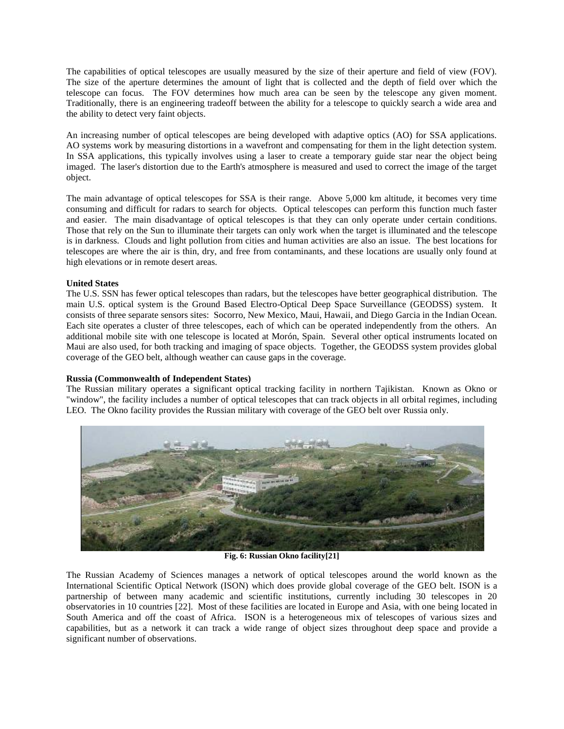The capabilities of optical telescopes are usually measured by the size of their aperture and field of view (FOV). The size of the aperture determines the amount of light that is collected and the depth of field over which the telescope can focus. The FOV determines how much area can be seen by the telescope any given moment. Traditionally, there is an engineering tradeoff between the ability for a telescope to quickly search a wide area and the ability to detect very faint objects.

An increasing number of optical telescopes are being developed with adaptive optics (AO) for SSA applications. AO systems work by measuring distortions in a wavefront and compensating for them in the light detection system. In SSA applications, this typically involves using a laser to create a temporary guide star near the object being imaged. The laser's distortion due to the Earth's atmosphere is measured and used to correct the image of the target object.

The main advantage of optical telescopes for SSA is their range. Above 5,000 km altitude, it becomes very time consuming and difficult for radars to search for objects. Optical telescopes can perform this function much faster and easier. The main disadvantage of optical telescopes is that they can only operate under certain conditions. Those that rely on the Sun to illuminate their targets can only work when the target is illuminated and the telescope is in darkness. Clouds and light pollution from cities and human activities are also an issue. The best locations for telescopes are where the air is thin, dry, and free from contaminants, and these locations are usually only found at high elevations or in remote desert areas.

**United States**

The U.S. SSN has fewer optical telescopes than radars, but the telescopes have better geographical distribution. The main U.S. optical system is the Ground Based Electro-Optical Deep Space Surveillance (GEODSS) system. It consists of three separate sensors sites: Socorro, New Mexico, Maui, Hawaii, and Diego Garcia in the Indian Ocean. Each site operates a cluster of three telescopes, each of which can be operated independently from the others. An additional mobile site with one telescope is located at Morón, Spain. Several other optical instruments located on Maui are also used, for both tracking and imaging of space objects. Together, the GEODSS system provides global coverage of the GEO belt, although weather can cause gaps in the coverage.

**Russia (Commonwealth of Independent States)**

The Russian military operates a significant optical tracking facility in northern Tajikistan. Known as Okno or "window", the facility includes a number of optical telescopes that can track objects in all orbital regimes, including LEO. The Okno facility provides the Russian military with coverage of the GEO belt over Russia only.

**Fig. 6: Russian Okno facility[21]**

The Russian Academy of Sciences manages a network of optical telescopes around the world known as the International Scientific Optical Network (ISON) which does provide global coverage of the GEO belt. ISON is a partnership of between many academic and scientific institutions, currently including 30 telescopes in 20 observatories in 10 countries [22]. Most of these facilities are located in Europe and Asia, with one being located in South America and off the coast of Africa. ISON is a heterogeneous mix of telescopes of various sizes and capabilities, but as a network it can track a wide range of object sizes throughout deep space and provide a significant number of observations.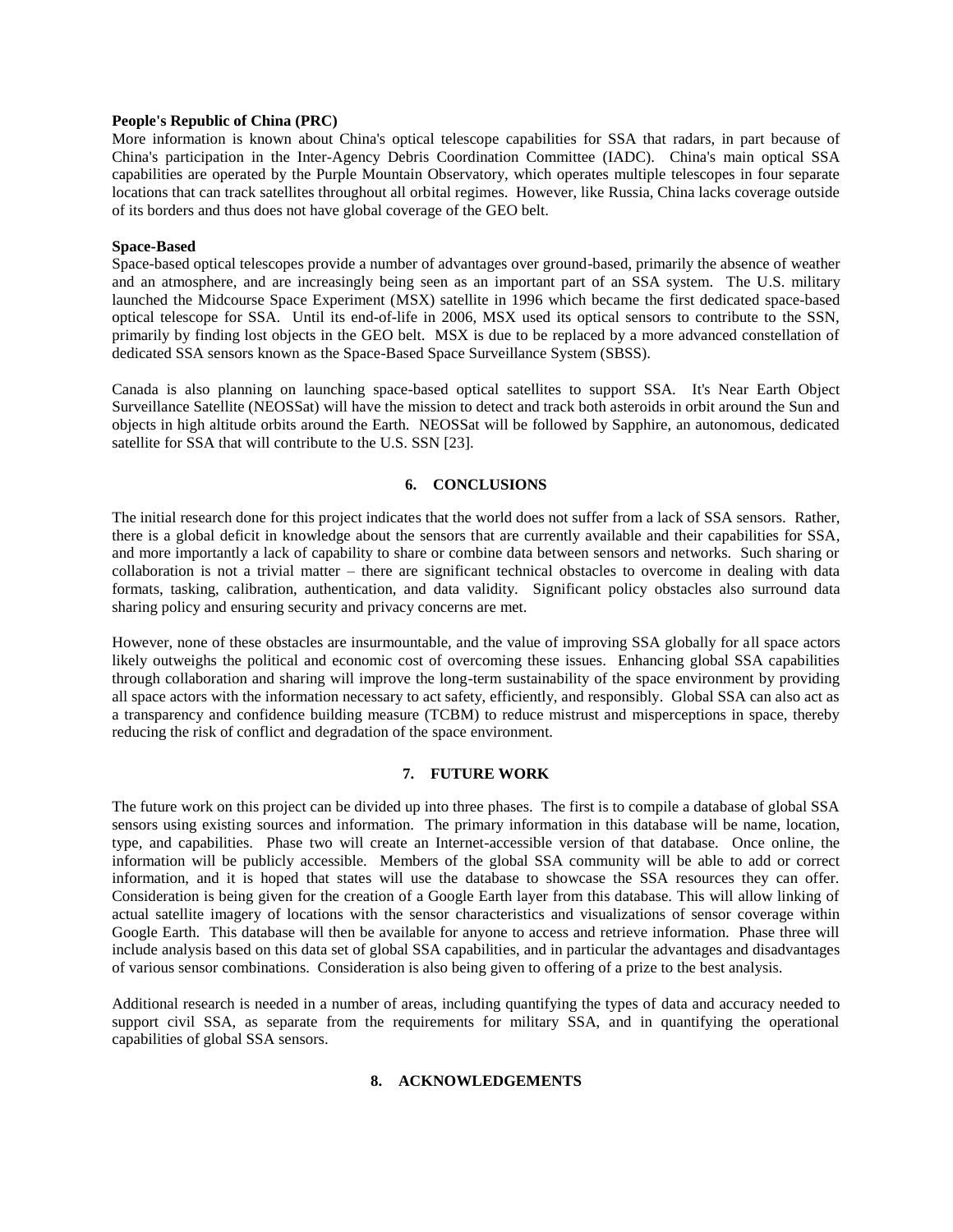**People's Republic of China (PRC)**

More information is known about China's optical telescope capabilities for SSA that radars, in part because of China's participation in the Inter-Agency Debris Coordination Committee (IADC). China's main optical SSA capabilities are operated by the Purple Mountain Observatory, which operates multiple telescopes in four separate locations that can track satellites throughout all orbital regimes. However, like Russia, China lacks coverage outside of its borders and thus does not have global coverage of the GEO belt.

**Space-Based**

Space-based optical telescopes provide a number of advantages over ground-based, primarily the absence of weather and an atmosphere, and are increasingly being seen as an important part of an SSA system. The U.S. military launched the Midcourse Space Experiment (MSX) satellite in 1996 which became the first dedicated space-based optical telescope for SSA. Until its end-of-life in 2006, MSX used its optical sensors to contribute to the SSN, primarily by finding lost objects in the GEO belt. MSX is due to be replaced by a more advanced constellation of dedicated SSA sensors known as the Space-Based Space Surveillance System (SBSS).

Canada is also planning on launching space-based optical satellites to support SSA. It's Near Earth Object Surveillance Satellite (NEOSSat) will have the mission to detect and track both asteroids in orbit around the Sun and objects in high altitude orbits around the Earth. NEOSSat will be followed by Sapphire, an autonomous, dedicated satellite for SSA that will contribute to the U.S. SSN [23].

## 6. CONCLUSIONS

The initial research done for this project indicates that the world does not suffer from a lack of SSA sensors. Rather, there is a global deficit in knowledge about the sensors that are currently available and their capabilities for SSA, and more importantly a lack of capability to share or combine data between sensors and networks. Such sharing or collaboration is not a trivial matter – there are significant technical obstacles to overcome in dealing with data formats, tasking, calibration, authentication, and data validity. Significant policy obstacles also surround data sharing policy and ensuring security and privacy concerns are met.

However, none of these obstacles are insurmountable, and the value of improving SSA globally for all space actors likely outweighs the political and economic cost of overcoming these issues. Enhancing global SSA capabilities through collaboration and sharing will improve the long-term sustainability of the space environment by providing all space actors with the information necessary to act safety, efficiently, and responsibly. Global SSA can also act as a transparency and confidence building measure (TCBM) to reduce mistrust and misperceptions in space, thereby reducing the risk of conflict and degradation of the space environment.

## 7. FUTURE WORK

The future work on this project can be divided up into three phases. The first is to compile a database of global SSA sensors using existing sources and information. The primary information in this database will be name, location, type, and capabilities. Phase two will create an Internet-accessible version of that database. Once online, the information will be publicly accessible. Members of the global SSA community will be able to add or correct information, and it is hoped that states will use the database to showcase the SSA resources they can offer. Consideration is being given for the creation of a Google Earth layer from this database. This will allow linking of actual satellite imagery of locations with the sensor characteristics and visualizations of sensor coverage within Google Earth. This database will then be available for anyone to access and retrieve information. Phase three will include analysis based on this data set of global SSA capabilities, and in particular the advantages and disadvantages of various sensor combinations. Consideration is also being given to offering of a prize to the best analysis.

Additional research is needed in a number of areas, including quantifying the types of data and accuracy needed to support civil SSA, as separate from the requirements for military SSA, and in quantifying the operational capabilities of global SSA sensors.

## 8. ACKNOWLEDGEMENTS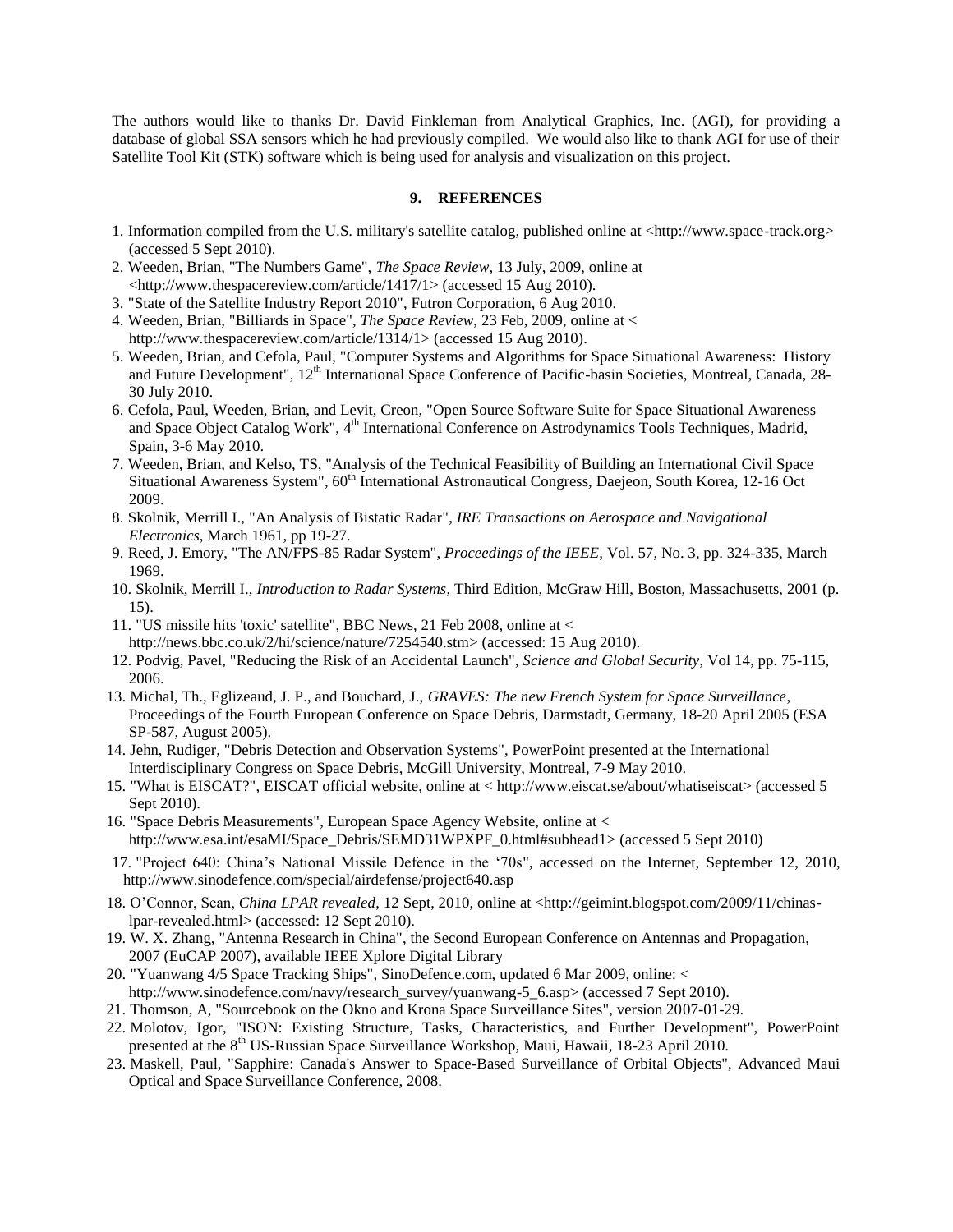The authors would like to thanks Dr. David Finkleman from Analytical Graphics, Inc. (AGI), for providing a database of global SSA sensors which he had previously compiled. We would also like to thank AGI for use of their Satellite Tool Kit (STK) software which is being used for analysis and visualization on this project.

## 9. REFERENCES

1. Information compiled from the U.S. military's satellite catalog, published online at <http://www.space-track.org> (accessed 5 Sept 2010).
2. Weeden, Brian, "The Numbers Game", *The Space Review*, 13 July, 2009, online at <http://www.thespacereview.com/article/1417/1> (accessed 15 Aug 2010).
3. "State of the Satellite Industry Report 2010", Futron Corporation, 6 Aug 2010.
4. Weeden, Brian, "Billiards in Space", *The Space Review*, 23 Feb, 2009, online at < http://www.thespacereview.com/article/1314/1> (accessed 15 Aug 2010).
5. Weeden, Brian, and Cefola, Paul, "Computer Systems and Algorithms for Space Situational Awareness: History and Future Development", 12th International Space Conference of Pacific-basin Societies, Montreal, Canada, 28-30 July 2010.
6. Cefola, Paul, Weeden, Brian, and Levit, Creon, "Open Source Software Suite for Space Situational Awareness and Space Object Catalog Work", 4th International Conference on Astrodynamics Tools Techniques, Madrid, Spain, 3-6 May 2010.
7. Weeden, Brian, and Kelso, TS, "Analysis of the Technical Feasibility of Building an International Civil Space Situational Awareness System", 60th International Astronautical Congress, Daejeon, South Korea, 12-16 Oct 2009.
8. Skolnik, Merrill I., "An Analysis of Bistatic Radar", *IRE Transactions on Aerospace and Navigational Electronics*, March 1961, pp 19-27.
9. Reed, J. Emory, "The AN/FPS-85 Radar System", *Proceedings of the IEEE*, Vol. 57, No. 3, pp. 324-335, March 1969.
10. Skolnik, Merrill I., *Introduction to Radar Systems*, Third Edition, McGraw Hill, Boston, Massachusetts, 2001 (p. 15).
11. "US missile hits 'toxic' satellite", BBC News, 21 Feb 2008, online at < http://news.bbc.co.uk/2/hi/science/nature/7254540.stm> (accessed: 15 Aug 2010).
12. Podvig, Pavel, "Reducing the Risk of an Accidental Launch", *Science and Global Security*, Vol 14, pp. 75-115, 2006.
13. Michal, Th., Eglizeaud, J. P., and Bouchard, J., *GRAVES: The new French System for Space Surveillance*, Proceedings of the Fourth European Conference on Space Debris, Darmstadt, Germany, 18-20 April 2005 (ESA SP-587, August 2005).
14. Jehn, Rudiger, "Debris Detection and Observation Systems", PowerPoint presented at the International Interdisciplinary Congress on Space Debris, McGill University, Montreal, 7-9 May 2010.
15. "What is EISCAT?", EISCAT official website, online at < http://www.eiscat.se/about/whatiseiscat> (accessed 5 Sept 2010).
16. "Space Debris Measurements", European Space Agency Website, online at < http://www.esa.int/esaMI/Space_Debris/SEMD31WPXPF_0.html#subhead1> (accessed 5 Sept 2010)
17. "Project 640: China's National Missile Defence in the '70s", accessed on the Internet, September 12, 2010, http://www.sinodefence.com/special/airdefense/project640.asp
18. O'Connor, Sean, *China LPAR revealed*, 12 Sept, 2010, online at <http://geimint.blogspot.com/2009/11/chinas-lpar-revealed.html> (accessed: 12 Sept 2010).
19. W. X. Zhang, "Antenna Research in China", the Second European Conference on Antennas and Propagation, 2007 (EuCAP 2007), available IEEE Xplore Digital Library
20. "Yuanwang 4/5 Space Tracking Ships", SinoDefence.com, updated 6 Mar 2009, online: < http://www.sinodefence.com/navy/research_survey/yuanwang-5_6.asp> (accessed 7 Sept 2010).
21. Thomson, A, "Sourcebook on the Okno and Krona Space Surveillance Sites", version 2007-01-29.
22. Molotov, Igor, "ISON: Existing Structure, Tasks, Characteristics, and Further Development", PowerPoint presented at the 8th US-Russian Space Surveillance Workshop, Maui, Hawaii, 18-23 April 2010.
23. Maskell, Paul, "Sapphire: Canada's Answer to Space-Based Surveillance of Orbital Objects", Advanced Maui Optical and Space Surveillance Conference, 2008.